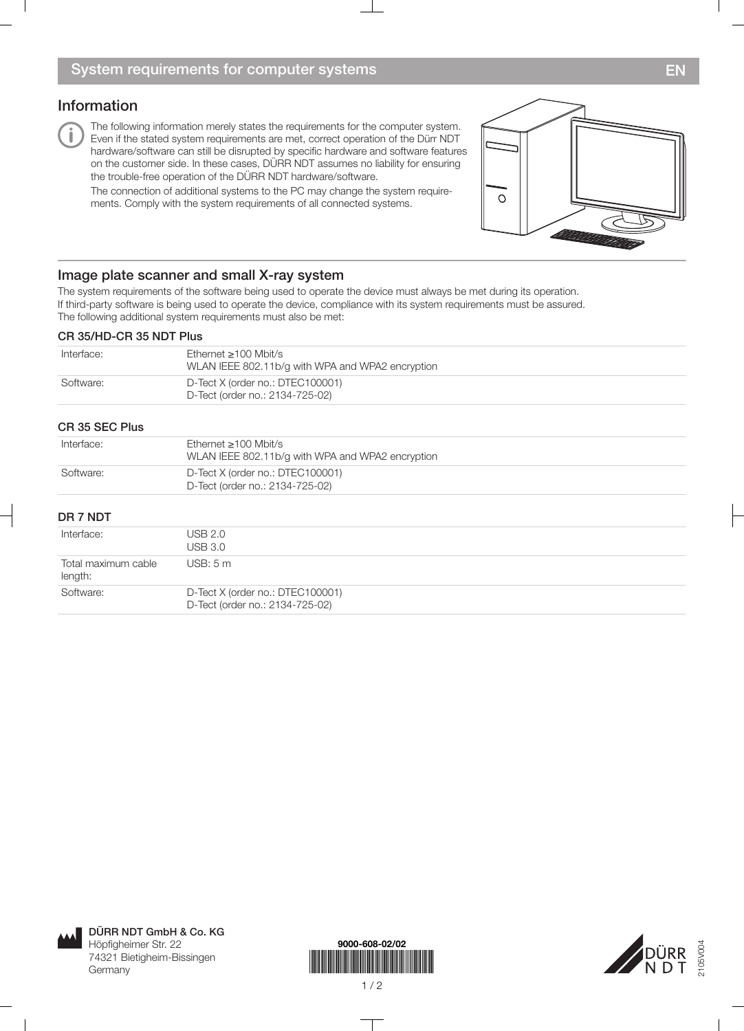# System requirements for computer systems

EN

## Information

The following information merely states the requirements for the computer system. Even if the stated system requirements are met, correct operation of the Dürr NDT hardware/software can still be disrupted by specific hardware and software features on the customer side. In these cases, DÜRR NDT assumes no liability for ensuring the trouble-free operation of the DÜRR NDT hardware/software.

The connection of additional systems to the PC may change the system requirements. Comply with the system requirements of all connected systems.

## Image plate scanner and small X-ray system

The system requirements of the software being used to operate the device must always be met during its operation.
If third-party software is being used to operate the device, compliance with its system requirements must be assured.
The following additional system requirements must also be met:

### CR 35/HD-CR 35 NDT Plus

| | |
|---|---|
| Interface: | Ethernet ≥100 Mbit/s<br>WLAN IEEE 802.11b/g with WPA and WPA2 encryption |
| Software: | D-Tect X (order no.: DTEC100001)<br>D-Tect (order no.: 2134-725-02) |

### CR 35 SEC Plus

| | |
|---|---|
| Interface: | Ethernet ≥100 Mbit/s<br>WLAN IEEE 802.11b/g with WPA and WPA2 encryption |
| Software: | D-Tect X (order no.: DTEC100001)<br>D-Tect (order no.: 2134-725-02) |

### DR 7 NDT

| | |
|---|---|
| Interface: | USB 2.0<br>USB 3.0 |
| Total maximum cable length: | USB: 5 m |
| Software: | D-Tect X (order no.: DTEC100001)<br>D-Tect (order no.: 2134-725-02) |

**DÜRR NDT GmbH & Co. KG**
Höpfigheimer Str. 22
74321 Bietigheim-Bissingen
Germany

9000-608-02/02

2105V004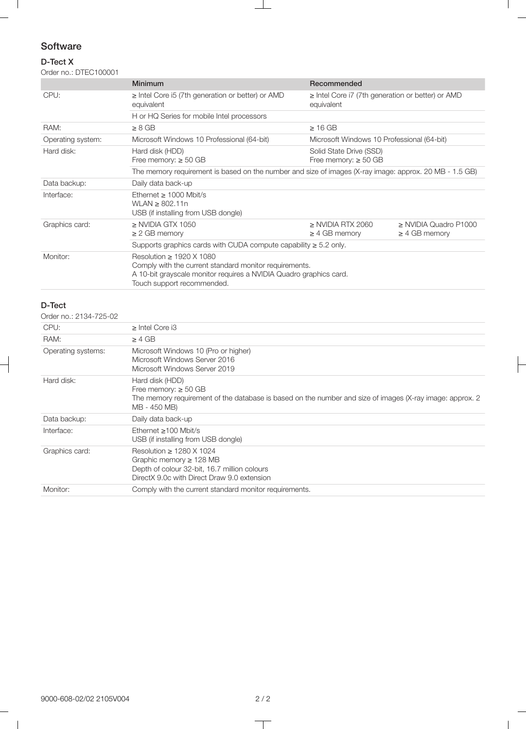## Software

### D-Tect X

Order no.: DTEC100001

| | Minimum | Recommended | |
|---|---|---|---|
| CPU: | ≥ Intel Core i5 (7th generation or better) or AMD equivalent | ≥ Intel Core i7 (7th generation or better) or AMD equivalent | |
| | H or HQ Series for mobile Intel processors | | |
| RAM: | ≥ 8 GB | ≥ 16 GB | |
| Operating system: | Microsoft Windows 10 Professional (64-bit) | Microsoft Windows 10 Professional (64-bit) | |
| Hard disk: | Hard disk (HDD)<br>Free memory: ≥ 50 GB | Solid State Drive (SSD)<br>Free memory: ≥ 50 GB | |
| | The memory requirement is based on the number and size of images (X-ray image: approx. 20 MB - 1.5 GB) | | |
| Data backup: | Daily data back-up | | |
| Interface: | Ethernet ≥ 1000 Mbit/s<br>WLAN ≥ 802.11n<br>USB (if installing from USB dongle) | | |
| Graphics card: | ≥ NVIDIA GTX 1050<br>≥ 2 GB memory | ≥ NVIDIA RTX 2060<br>≥ 4 GB memory | ≥ NVIDIA Quadro P1000<br>≥ 4 GB memory |
| | Supports graphics cards with CUDA compute capability ≥ 5.2 only. | | |
| Monitor: | Resolution ≥ 1920 X 1080<br>Comply with the current standard monitor requirements.<br>A 10-bit grayscale monitor requires a NVIDIA Quadro graphics card.<br>Touch support recommended. | | |

### D-Tect

Order no.: 2134-725-02

| | |
|---|---|
| CPU: | ≥ Intel Core i3 |
| RAM: | ≥ 4 GB |
| Operating systems: | Microsoft Windows 10 (Pro or higher)<br>Microsoft Windows Server 2016<br>Microsoft Windows Server 2019 |
| Hard disk: | Hard disk (HDD)<br>Free memory: ≥ 50 GB<br>The memory requirement of the database is based on the number and size of images (X-ray image: approx. 2 MB - 450 MB) |
| Data backup: | Daily data back-up |
| Interface: | Ethernet ≥100 Mbit/s<br>USB (if installing from USB dongle) |
| Graphics card: | Resolution ≥ 1280 X 1024<br>Graphic memory ≥ 128 MB<br>Depth of colour 32-bit, 16.7 million colours<br>DirectX 9.0c with Direct Draw 9.0 extension |
| Monitor: | Comply with the current standard monitor requirements. |

9000-608-02/02 2105V004